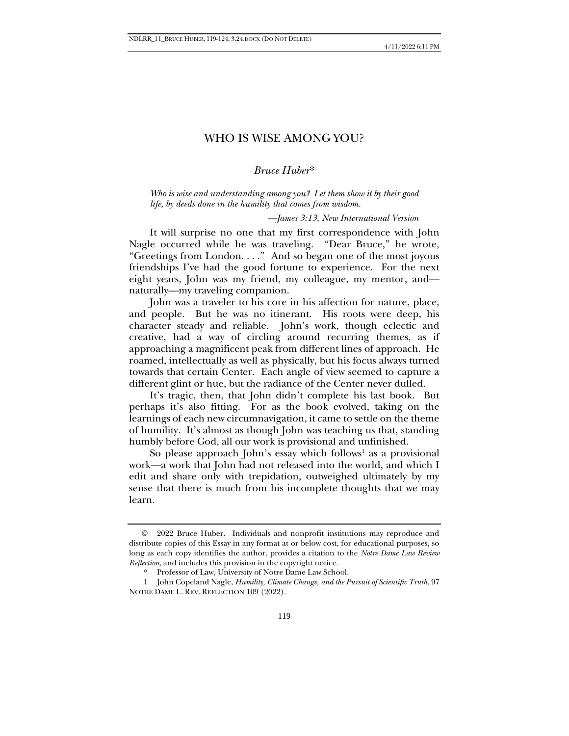# WHO IS WISE AMONG YOU?

*Bruce Huber**

*Who is wise and understanding among you? Let them show it by their good life, by deeds done in the humility that comes from wisdom.*

*—James 3:13, New International Version*

It will surprise no one that my first correspondence with John Nagle occurred while he was traveling. "Dear Bruce," he wrote, "Greetings from London. . . ." And so began one of the most joyous friendships I've had the good fortune to experience. For the next eight years, John was my friend, my colleague, my mentor, and—naturally—my traveling companion.

John was a traveler to his core in his affection for nature, place, and people. But he was no itinerant. His roots were deep, his character steady and reliable. John's work, though eclectic and creative, had a way of circling around recurring themes, as if approaching a magnificent peak from different lines of approach. He roamed, intellectually as well as physically, but his focus always turned towards that certain Center. Each angle of view seemed to capture a different glint or hue, but the radiance of the Center never dulled.

It's tragic, then, that John didn't complete his last book. But perhaps it's also fitting. For as the book evolved, taking on the learnings of each new circumnavigation, it came to settle on the theme of humility. It's almost as though John was teaching us that, standing humbly before God, all our work is provisional and unfinished.

So please approach John's essay which follows[1] as a provisional work—a work that John had not released into the world, and which I edit and share only with trepidation, outweighed ultimately by my sense that there is much from his incomplete thoughts that we may learn.

© 2022 Bruce Huber. Individuals and nonprofit institutions may reproduce and distribute copies of this Essay in any format at or below cost, for educational purposes, so long as each copy identifies the author, provides a citation to the *Notre Dame Law Review Reflection*, and includes this provision in the copyright notice.

\* Professor of Law, University of Notre Dame Law School.

1 John Copeland Nagle, *Humility, Climate Change, and the Pursuit of Scientific Truth*, 97 NOTRE DAME L. REV. REFLECTION 109 (2022).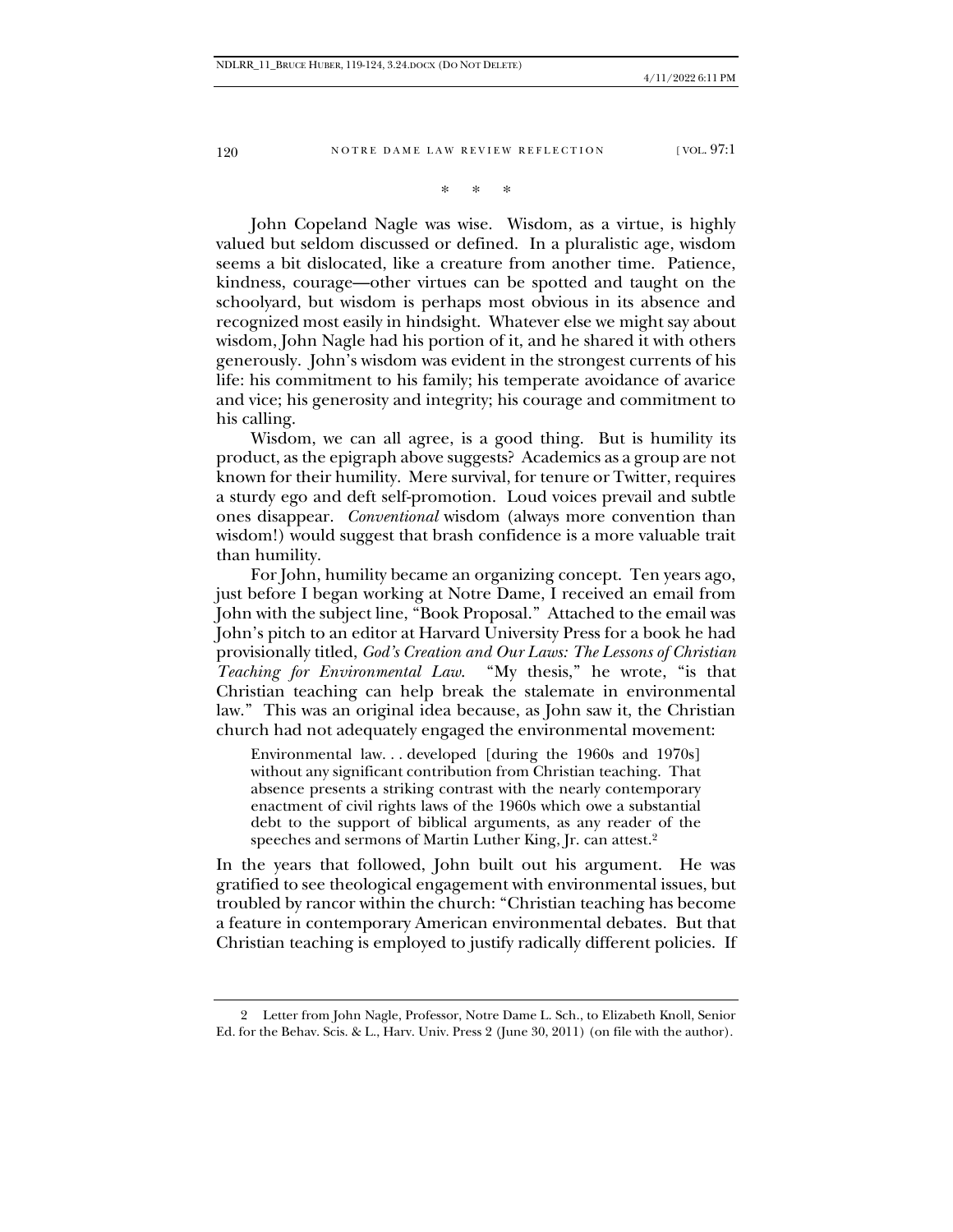\*   \*   \*

John Copeland Nagle was wise. Wisdom, as a virtue, is highly valued but seldom discussed or defined. In a pluralistic age, wisdom seems a bit dislocated, like a creature from another time. Patience, kindness, courage—other virtues can be spotted and taught on the schoolyard, but wisdom is perhaps most obvious in its absence and recognized most easily in hindsight. Whatever else we might say about wisdom, John Nagle had his portion of it, and he shared it with others generously. John's wisdom was evident in the strongest currents of his life: his commitment to his family; his temperate avoidance of avarice and vice; his generosity and integrity; his courage and commitment to his calling.

Wisdom, we can all agree, is a good thing. But is humility its product, as the epigraph above suggests? Academics as a group are not known for their humility. Mere survival, for tenure or Twitter, requires a sturdy ego and deft self-promotion. Loud voices prevail and subtle ones disappear. *Conventional* wisdom (always more convention than wisdom!) would suggest that brash confidence is a more valuable trait than humility.

For John, humility became an organizing concept. Ten years ago, just before I began working at Notre Dame, I received an email from John with the subject line, "Book Proposal." Attached to the email was John's pitch to an editor at Harvard University Press for a book he had provisionally titled, *God's Creation and Our Laws: The Lessons of Christian Teaching for Environmental Law*. "My thesis," he wrote, "is that Christian teaching can help break the stalemate in environmental law." This was an original idea because, as John saw it, the Christian church had not adequately engaged the environmental movement:

> Environmental law. . . developed [during the 1960s and 1970s] without any significant contribution from Christian teaching. That absence presents a striking contrast with the nearly contemporary enactment of civil rights laws of the 1960s which owe a substantial debt to the support of biblical arguments, as any reader of the speeches and sermons of Martin Luther King, Jr. can attest.[2]

In the years that followed, John built out his argument. He was gratified to see theological engagement with environmental issues, but troubled by rancor within the church: "Christian teaching has become a feature in contemporary American environmental debates. But that Christian teaching is employed to justify radically different policies. If

---

2 Letter from John Nagle, Professor, Notre Dame L. Sch., to Elizabeth Knoll, Senior Ed. for the Behav. Scis. & L., Harv. Univ. Press 2 (June 30, 2011) (on file with the author).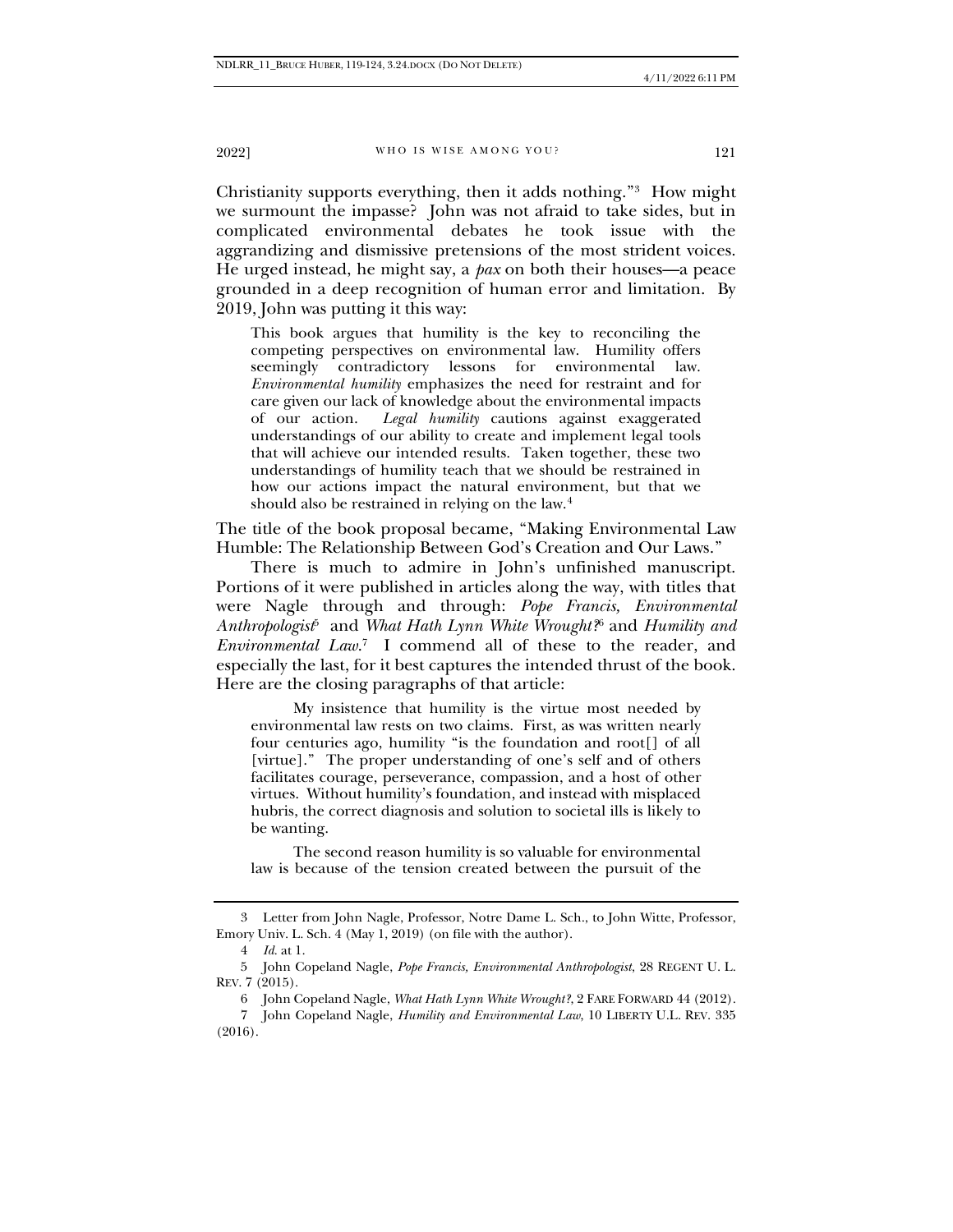Christianity supports everything, then it adds nothing."[3] How might we surmount the impasse? John was not afraid to take sides, but in complicated environmental debates he took issue with the aggrandizing and dismissive pretensions of the most strident voices. He urged instead, he might say, a *pax* on both their houses—a peace grounded in a deep recognition of human error and limitation. By 2019, John was putting it this way:

> This book argues that humility is the key to reconciling the competing perspectives on environmental law. Humility offers seemingly contradictory lessons for environmental law. *Environmental humility* emphasizes the need for restraint and for care given our lack of knowledge about the environmental impacts of our action. *Legal humility* cautions against exaggerated understandings of our ability to create and implement legal tools that will achieve our intended results. Taken together, these two understandings of humility teach that we should be restrained in how our actions impact the natural environment, but that we should also be restrained in relying on the law.[4]

The title of the book proposal became, "Making Environmental Law Humble: The Relationship Between God's Creation and Our Laws."

There is much to admire in John's unfinished manuscript. Portions of it were published in articles along the way, with titles that were Nagle through and through: *Pope Francis, Environmental Anthropologist*[5] and *What Hath Lynn White Wrought?*[6] and *Humility and Environmental Law*.[7] I commend all of these to the reader, and especially the last, for it best captures the intended thrust of the book. Here are the closing paragraphs of that article:

> My insistence that humility is the virtue most needed by environmental law rests on two claims. First, as was written nearly four centuries ago, humility "is the foundation and root[] of all [virtue]." The proper understanding of one's self and of others facilitates courage, perseverance, compassion, and a host of other virtues. Without humility's foundation, and instead with misplaced hubris, the correct diagnosis and solution to societal ills is likely to be wanting.
>
> The second reason humility is so valuable for environmental law is because of the tension created between the pursuit of the

---

3 Letter from John Nagle, Professor, Notre Dame L. Sch., to John Witte, Professor, Emory Univ. L. Sch. 4 (May 1, 2019) (on file with the author).

4 *Id.* at 1.

5 John Copeland Nagle, *Pope Francis, Environmental Anthropologist*, 28 REGENT U. L. REV. 7 (2015).

6 John Copeland Nagle, *What Hath Lynn White Wrought?*, 2 FARE FORWARD 44 (2012).

7 John Copeland Nagle, *Humility and Environmental Law*, 10 LIBERTY U.L. REV. 335 (2016).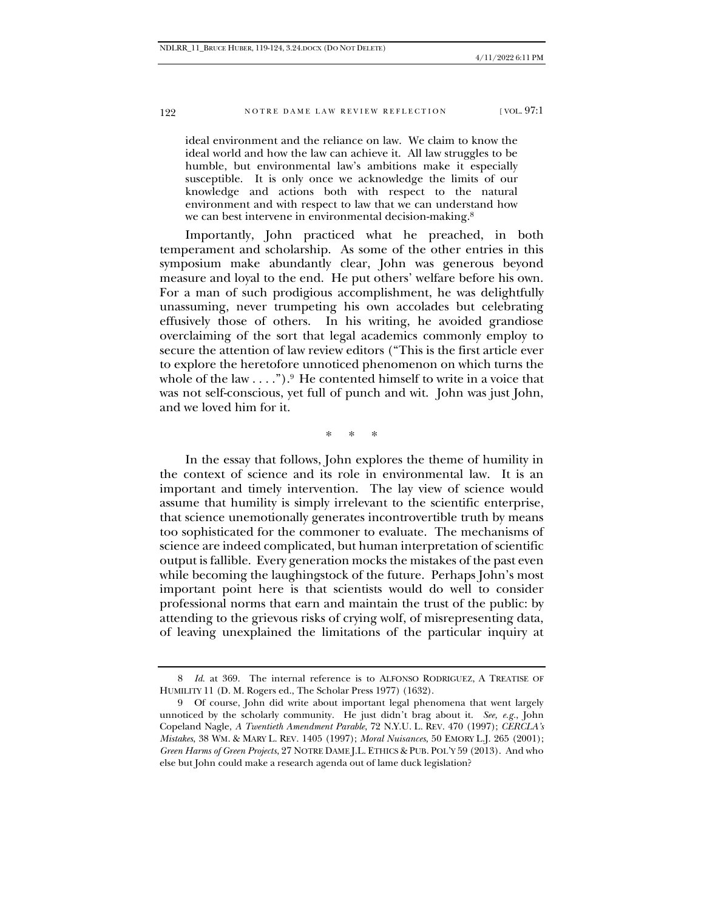> ideal environment and the reliance on law. We claim to know the ideal world and how the law can achieve it. All law struggles to be humble, but environmental law's ambitions make it especially susceptible. It is only once we acknowledge the limits of our knowledge and actions both with respect to the natural environment and with respect to law that we can understand how we can best intervene in environmental decision-making.[8]

Importantly, John practiced what he preached, in both temperament and scholarship. As some of the other entries in this symposium make abundantly clear, John was generous beyond measure and loyal to the end. He put others' welfare before his own. For a man of such prodigious accomplishment, he was delightfully unassuming, never trumpeting his own accolades but celebrating effusively those of others. In his writing, he avoided grandiose overclaiming of the sort that legal academics commonly employ to secure the attention of law review editors ("This is the first article ever to explore the heretofore unnoticed phenomenon on which turns the whole of the law . . . .").[9] He contented himself to write in a voice that was not self-conscious, yet full of punch and wit. John was just John, and we loved him for it.

\* \* \*

In the essay that follows, John explores the theme of humility in the context of science and its role in environmental law. It is an important and timely intervention. The lay view of science would assume that humility is simply irrelevant to the scientific enterprise, that science unemotionally generates incontrovertible truth by means too sophisticated for the commoner to evaluate. The mechanisms of science are indeed complicated, but human interpretation of scientific output is fallible. Every generation mocks the mistakes of the past even while becoming the laughingstock of the future. Perhaps John's most important point here is that scientists would do well to consider professional norms that earn and maintain the trust of the public: by attending to the grievous risks of crying wolf, of misrepresenting data, of leaving unexplained the limitations of the particular inquiry at

---

8 *Id.* at 369. The internal reference is to ALFONSO RODRIGUEZ, A TREATISE OF HUMILITY 11 (D. M. Rogers ed., The Scholar Press 1977) (1632).

9 Of course, John did write about important legal phenomena that went largely unnoticed by the scholarly community. He just didn't brag about it. *See, e.g.*, John Copeland Nagle, *A Twentieth Amendment Parable*, 72 N.Y.U. L. REV. 470 (1997); *CERCLA's Mistakes*, 38 WM. & MARY L. REV. 1405 (1997); *Moral Nuisances*, 50 EMORY L.J. 265 (2001); *Green Harms of Green Projects*, 27 NOTRE DAME J.L. ETHICS & PUB. POL'Y 59 (2013). And who else but John could make a research agenda out of lame duck legislation?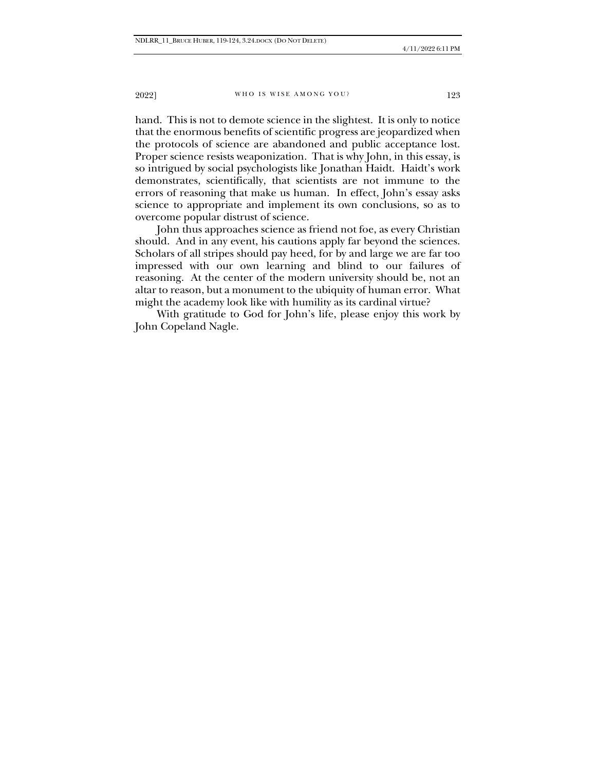hand. This is not to demote science in the slightest. It is only to notice that the enormous benefits of scientific progress are jeopardized when the protocols of science are abandoned and public acceptance lost. Proper science resists weaponization. That is why John, in this essay, is so intrigued by social psychologists like Jonathan Haidt. Haidt's work demonstrates, scientifically, that scientists are not immune to the errors of reasoning that make us human. In effect, John's essay asks science to appropriate and implement its own conclusions, so as to overcome popular distrust of science.

John thus approaches science as friend not foe, as every Christian should. And in any event, his cautions apply far beyond the sciences. Scholars of all stripes should pay heed, for by and large we are far too impressed with our own learning and blind to our failures of reasoning. At the center of the modern university should be, not an altar to reason, but a monument to the ubiquity of human error. What might the academy look like with humility as its cardinal virtue?

With gratitude to God for John's life, please enjoy this work by John Copeland Nagle.